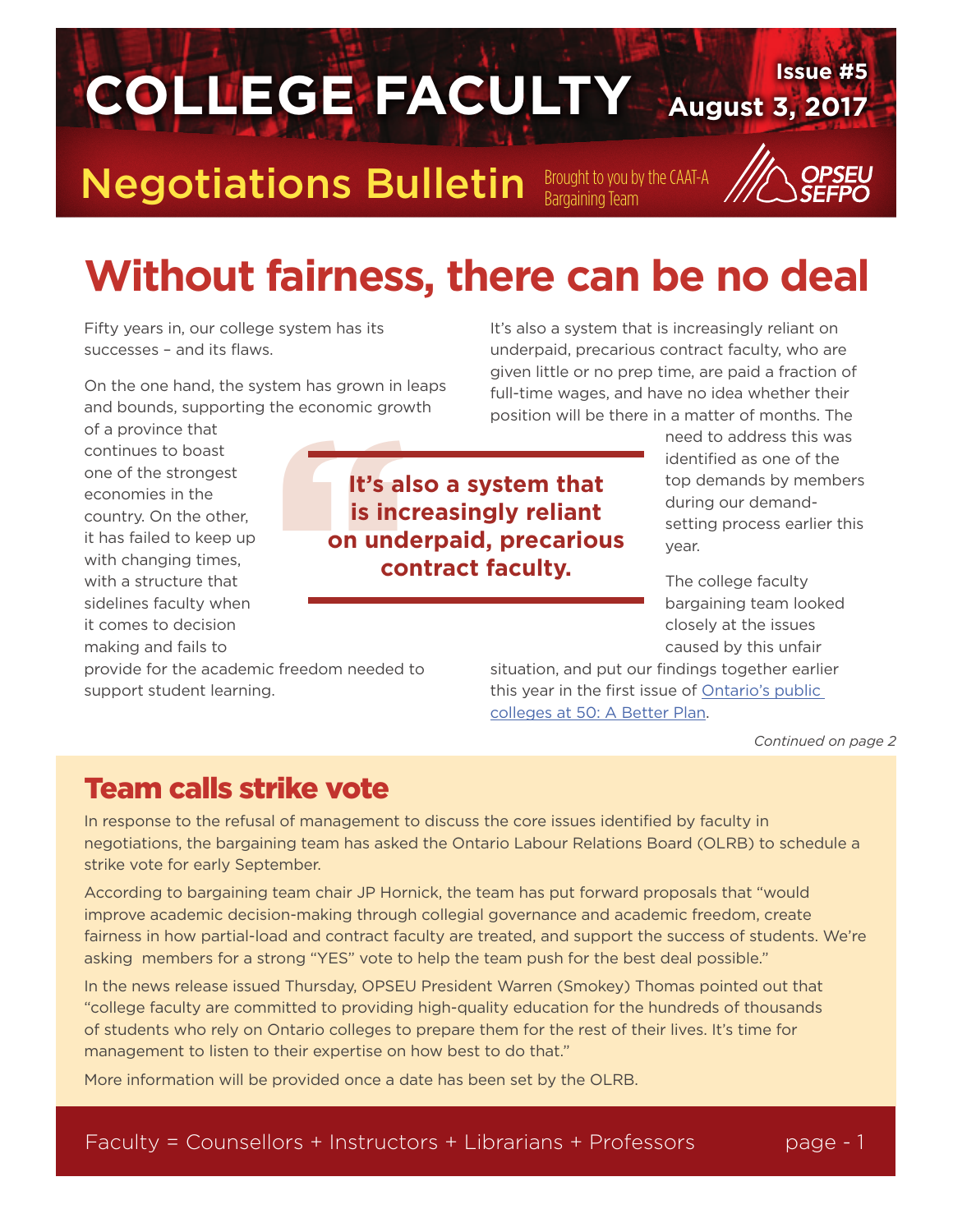# COLLEGE FACULTY

**Issue #5**
**August 3, 2017**

## Negotiations Bulletin

Brought to you by the CAAT-A Bargaining Team

OPSEU SEFPO

# Without fairness, there can be no deal

Fifty years in, our college system has its successes – and its flaws.

On the one hand, the system has grown in leaps and bounds, supporting the economic growth of a province that continues to boast one of the strongest economies in the country. On the other, it has failed to keep up with changing times, with a structure that sidelines faculty when it comes to decision making and fails to provide for the academic freedom needed to support student learning.

> **It's also a system that is increasingly reliant on underpaid, precarious contract faculty.**

It's also a system that is increasingly reliant on underpaid, precarious contract faculty, who are given little or no prep time, are paid a fraction of full-time wages, and have no idea whether their position will be there in a matter of months. The need to address this was identified as one of the top demands by members during our demand-setting process earlier this year.

The college faculty bargaining team looked closely at the issues caused by this unfair situation, and put our findings together earlier this year in the first issue of Ontario's public colleges at 50: A Better Plan.

*Continued on page 2*

## Team calls strike vote

In response to the refusal of management to discuss the core issues identified by faculty in negotiations, the bargaining team has asked the Ontario Labour Relations Board (OLRB) to schedule a strike vote for early September.

According to bargaining team chair JP Hornick, the team has put forward proposals that "would improve academic decision-making through collegial governance and academic freedom, create fairness in how partial-load and contract faculty are treated, and support the success of students. We're asking members for a strong "YES" vote to help the team push for the best deal possible."

In the news release issued Thursday, OPSEU President Warren (Smokey) Thomas pointed out that "college faculty are committed to providing high-quality education for the hundreds of thousands of students who rely on Ontario colleges to prepare them for the rest of their lives. It's time for management to listen to their expertise on how best to do that."

More information will be provided once a date has been set by the OLRB.

Faculty = Counsellors + Instructors + Librarians + Professors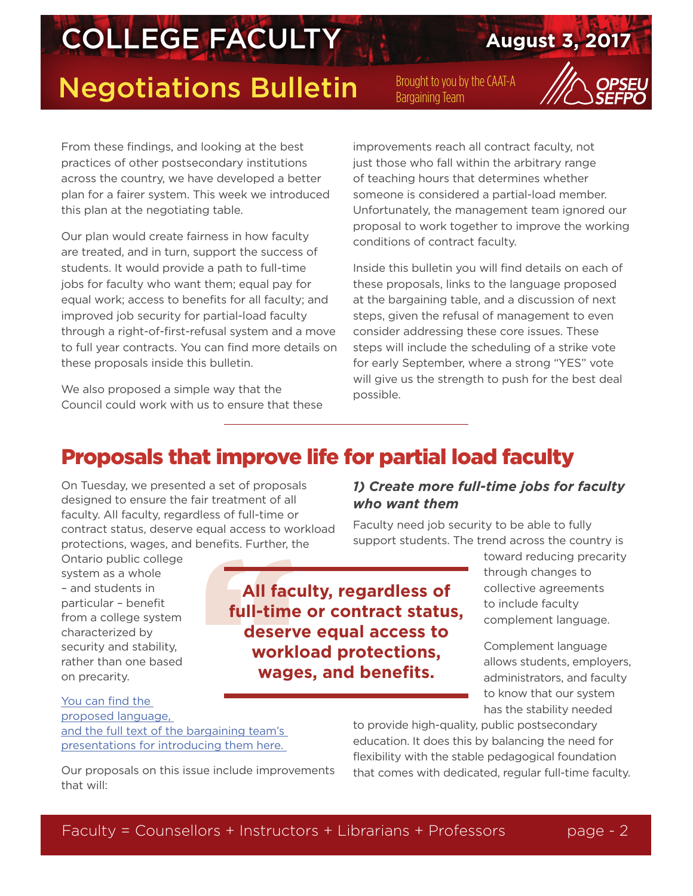From these findings, and looking at the best practices of other postsecondary institutions across the country, we have developed a better plan for a fairer system. This week we introduced this plan at the negotiating table.

Our plan would create fairness in how faculty are treated, and in turn, support the success of students. It would provide a path to full-time jobs for faculty who want them; equal pay for equal work; access to benefits for all faculty; and improved job security for partial-load faculty through a right-of-first-refusal system and a move to full year contracts. You can find more details on these proposals inside this bulletin.

We also proposed a simple way that the Council could work with us to ensure that these improvements reach all contract faculty, not just those who fall within the arbitrary range of teaching hours that determines whether someone is considered a partial-load member. Unfortunately, the management team ignored our proposal to work together to improve the working conditions of contract faculty.

Inside this bulletin you will find details on each of these proposals, links to the language proposed at the bargaining table, and a discussion of next steps, given the refusal of management to even consider addressing these core issues. These steps will include the scheduling of a strike vote for early September, where a strong "YES" vote will give us the strength to push for the best deal possible.

## Proposals that improve life for partial load faculty

On Tuesday, we presented a set of proposals designed to ensure the fair treatment of all faculty. All faculty, regardless of full-time or contract status, deserve equal access to workload protections, wages, and benefits. Further, the Ontario public college system as a whole – and students in particular – benefit from a college system characterized by security and stability, rather than one based on precarity.

> **All faculty, regardless of full-time or contract status, deserve equal access to workload protections, wages, and benefits.**

You can find the proposed language, and the full text of the bargaining team's presentations for introducing them here.

Our proposals on this issue include improvements that will:

### *1) Create more full-time jobs for faculty who want them*

Faculty need job security to be able to fully support students. The trend across the country is toward reducing precarity through changes to collective agreements to include faculty complement language.

Complement language allows students, employers, administrators, and faculty to know that our system has the stability needed to provide high-quality, public postsecondary education. It does this by balancing the need for flexibility with the stable pedagogical foundation that comes with dedicated, regular full-time faculty.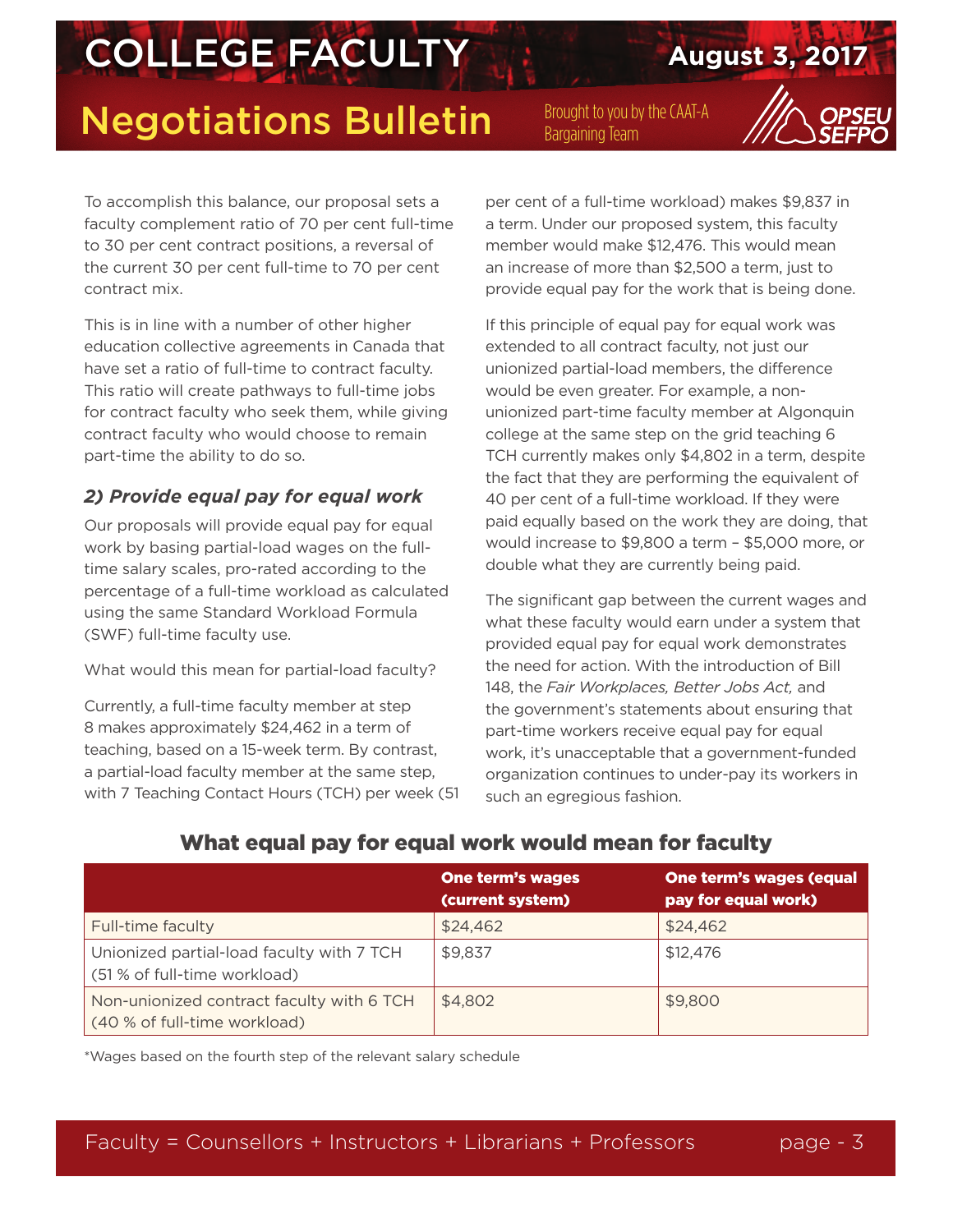To accomplish this balance, our proposal sets a faculty complement ratio of 70 per cent full-time to 30 per cent contract positions, a reversal of the current 30 per cent full-time to 70 per cent contract mix.

This is in line with a number of other higher education collective agreements in Canada that have set a ratio of full-time to contract faculty. This ratio will create pathways to full-time jobs for contract faculty who seek them, while giving contract faculty who would choose to remain part-time the ability to do so.

### *2) Provide equal pay for equal work*

Our proposals will provide equal pay for equal work by basing partial-load wages on the full-time salary scales, pro-rated according to the percentage of a full-time workload as calculated using the same Standard Workload Formula (SWF) full-time faculty use.

What would this mean for partial-load faculty?

Currently, a full-time faculty member at step 8 makes approximately $24,462 in a term of teaching, based on a 15-week term. By contrast, a partial-load faculty member at the same step, with 7 Teaching Contact Hours (TCH) per week (51 per cent of a full-time workload) makes $9,837 in a term. Under our proposed system, this faculty member would make $12,476. This would mean an increase of more than $2,500 a term, just to provide equal pay for the work that is being done.

If this principle of equal pay for equal work was extended to all contract faculty, not just our unionized partial-load members, the difference would be even greater. For example, a non-unionized part-time faculty member at Algonquin college at the same step on the grid teaching 6 TCH currently makes only $4,802 in a term, despite the fact that they are performing the equivalent of 40 per cent of a full-time workload. If they were paid equally based on the work they are doing, that would increase to $9,800 a term – $5,000 more, or double what they are currently being paid.

The significant gap between the current wages and what these faculty would earn under a system that provided equal pay for equal work demonstrates the need for action. With the introduction of Bill 148, the *Fair Workplaces, Better Jobs Act,* and the government's statements about ensuring that part-time workers receive equal pay for equal work, it's unacceptable that a government-funded organization continues to under-pay its workers in such an egregious fashion.

## What equal pay for equal work would mean for faculty

| | One term's wages (current system) | One term's wages (equal pay for equal work) |
|---|---|---|
| Full-time faculty | $24,462 | $24,462 |
| Unionized partial-load faculty with 7 TCH (51 % of full-time workload) | $9,837 | $12,476 |
| Non-unionized contract faculty with 6 TCH (40 % of full-time workload) | $4,802 | $9,800 |

*Wages based on the fourth step of the relevant salary schedule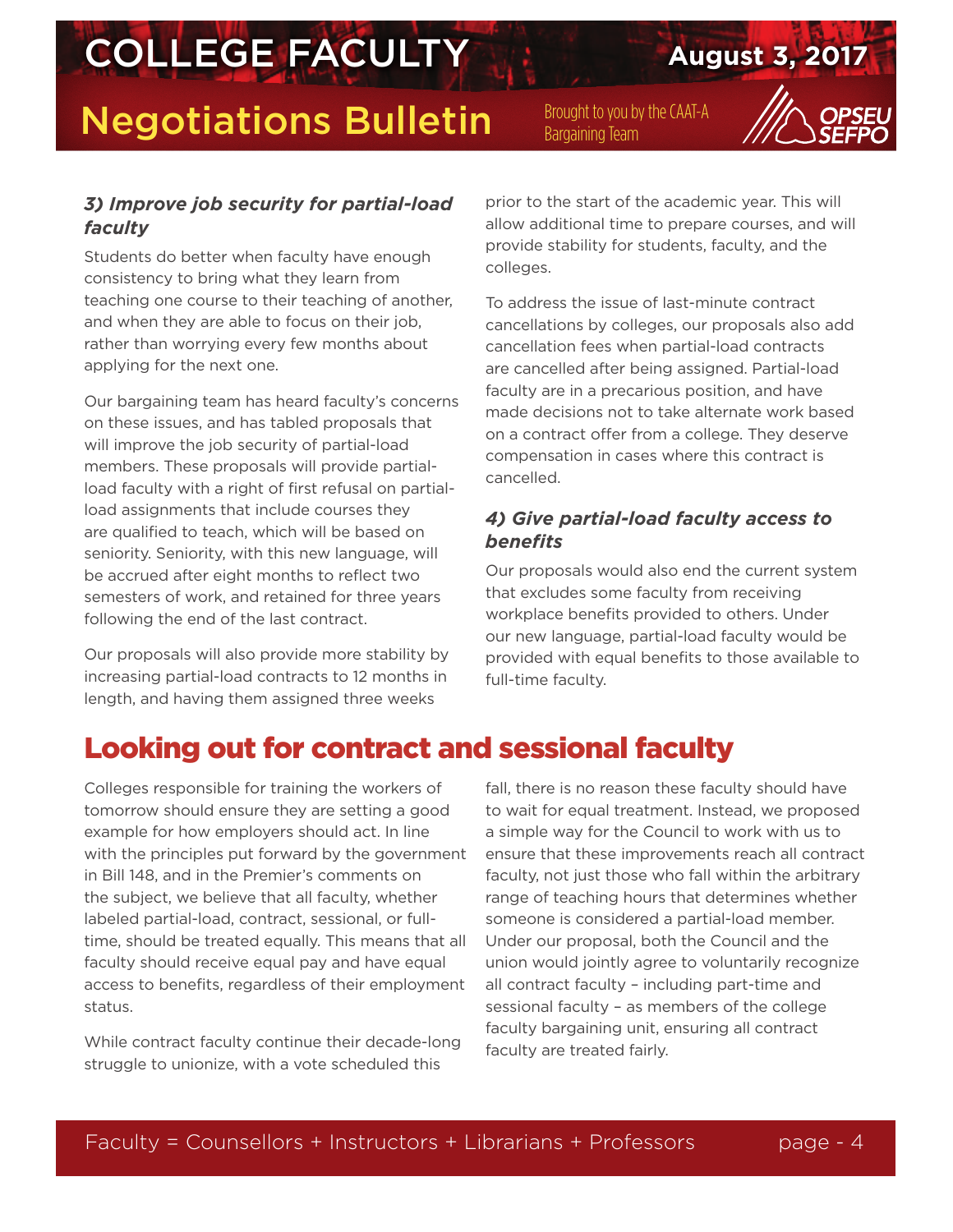### *3) Improve job security for partial-load faculty*

Students do better when faculty have enough consistency to bring what they learn from teaching one course to their teaching of another, and when they are able to focus on their job, rather than worrying every few months about applying for the next one.

Our bargaining team has heard faculty's concerns on these issues, and has tabled proposals that will improve the job security of partial-load members. These proposals will provide partial-load faculty with a right of first refusal on partial-load assignments that include courses they are qualified to teach, which will be based on seniority. Seniority, with this new language, will be accrued after eight months to reflect two semesters of work, and retained for three years following the end of the last contract.

Our proposals will also provide more stability by increasing partial-load contracts to 12 months in length, and having them assigned three weeks prior to the start of the academic year. This will allow additional time to prepare courses, and will provide stability for students, faculty, and the colleges.

To address the issue of last-minute contract cancellations by colleges, our proposals also add cancellation fees when partial-load contracts are cancelled after being assigned. Partial-load faculty are in a precarious position, and have made decisions not to take alternate work based on a contract offer from a college. They deserve compensation in cases where this contract is cancelled.

### *4) Give partial-load faculty access to benefits*

Our proposals would also end the current system that excludes some faculty from receiving workplace benefits provided to others. Under our new language, partial-load faculty would be provided with equal benefits to those available to full-time faculty.

## Looking out for contract and sessional faculty

Colleges responsible for training the workers of tomorrow should ensure they are setting a good example for how employers should act. In line with the principles put forward by the government in Bill 148, and in the Premier's comments on the subject, we believe that all faculty, whether labeled partial-load, contract, sessional, or full-time, should be treated equally. This means that all faculty should receive equal pay and have equal access to benefits, regardless of their employment status.

While contract faculty continue their decade-long struggle to unionize, with a vote scheduled this fall, there is no reason these faculty should have to wait for equal treatment. Instead, we proposed a simple way for the Council to work with us to ensure that these improvements reach all contract faculty, not just those who fall within the arbitrary range of teaching hours that determines whether someone is considered a partial-load member. Under our proposal, both the Council and the union would jointly agree to voluntarily recognize all contract faculty – including part-time and sessional faculty – as members of the college faculty bargaining unit, ensuring all contract faculty are treated fairly.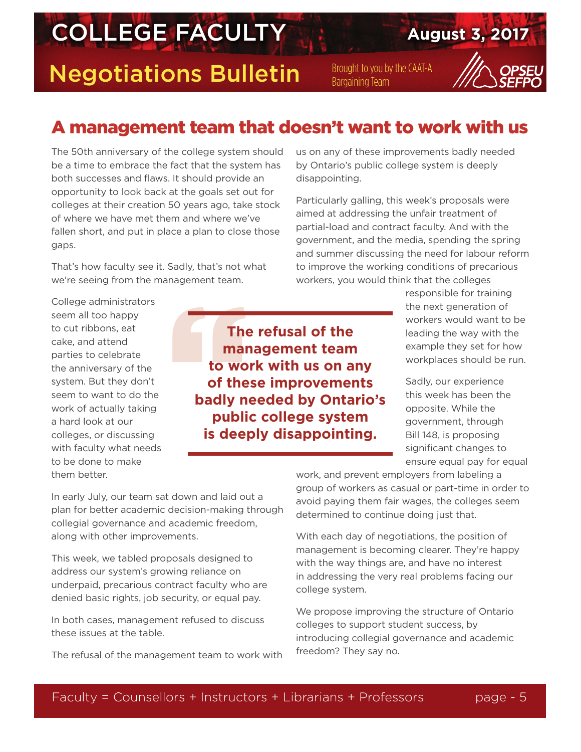## A management team that doesn't want to work with us

The 50th anniversary of the college system should be a time to embrace the fact that the system has both successes and flaws. It should provide an opportunity to look back at the goals set out for colleges at their creation 50 years ago, take stock of where we have met them and where we've fallen short, and put in place a plan to close those gaps.

That's how faculty see it. Sadly, that's not what we're seeing from the management team.

College administrators seem all too happy to cut ribbons, eat cake, and attend parties to celebrate the anniversary of the system. But they don't seem to want to do the work of actually taking a hard look at our colleges, or discussing with faculty what needs to be done to make them better.

> **The refusal of the management team to work with us on any of these improvements badly needed by Ontario's public college system is deeply disappointing.**

In early July, our team sat down and laid out a plan for better academic decision-making through collegial governance and academic freedom, along with other improvements.

This week, we tabled proposals designed to address our system's growing reliance on underpaid, precarious contract faculty who are denied basic rights, job security, or equal pay.

In both cases, management refused to discuss these issues at the table.

The refusal of the management team to work with us on any of these improvements badly needed by Ontario's public college system is deeply disappointing.

Particularly galling, this week's proposals were aimed at addressing the unfair treatment of partial-load and contract faculty. And with the government, and the media, spending the spring and summer discussing the need for labour reform to improve the working conditions of precarious workers, you would think that the colleges responsible for training the next generation of workers would want to be leading the way with the example they set for how workplaces should be run.

Sadly, our experience this week has been the opposite. While the government, through Bill 148, is proposing significant changes to ensure equal pay for equal work, and prevent employers from labeling a group of workers as casual or part-time in order to avoid paying them fair wages, the colleges seem determined to continue doing just that.

With each day of negotiations, the position of management is becoming clearer. They're happy with the way things are, and have no interest in addressing the very real problems facing our college system.

We propose improving the structure of Ontario colleges to support student success, by introducing collegial governance and academic freedom? They say no.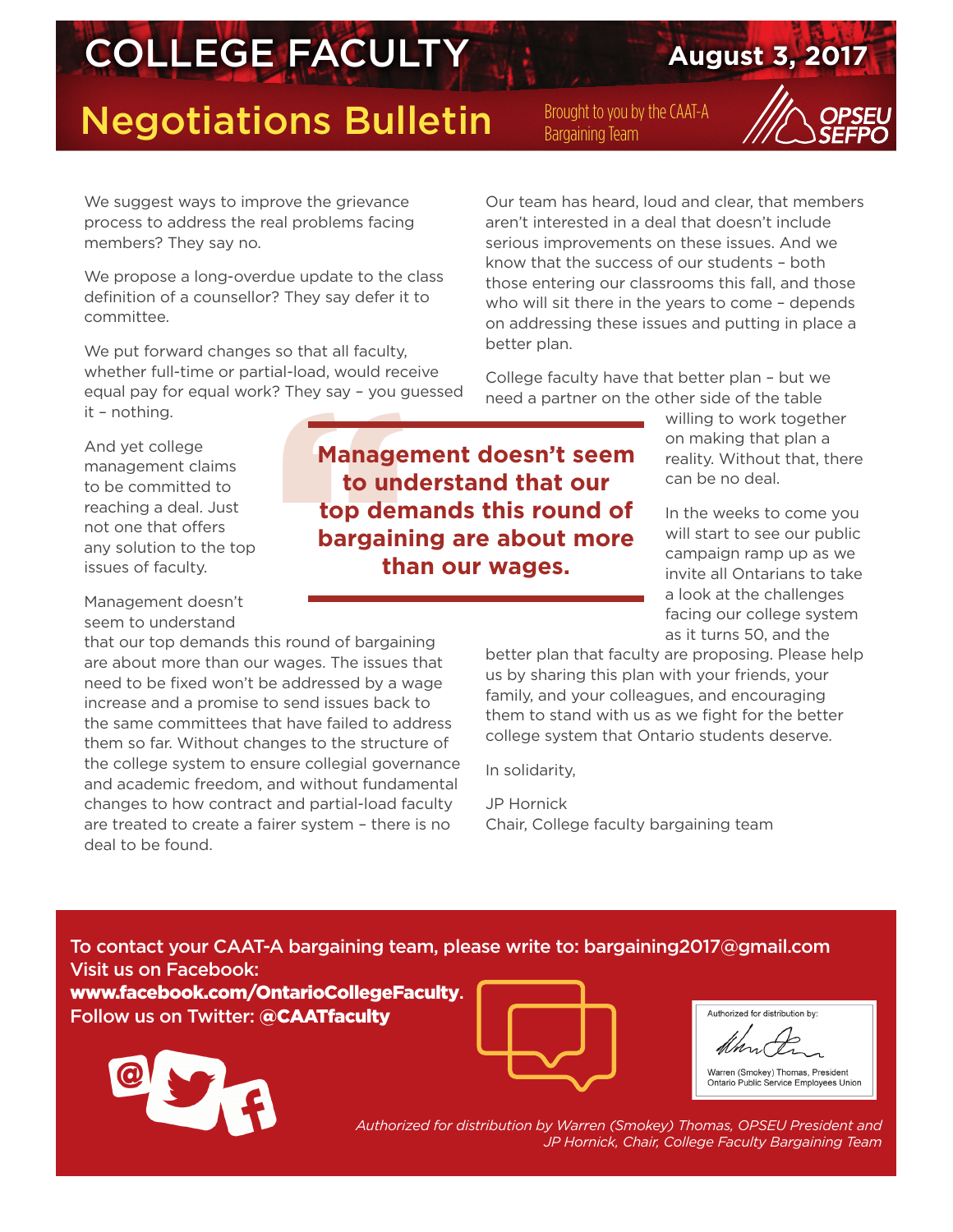# COLLEGE FACULTY

**August 3, 2017**

## Negotiations Bulletin

Brought to you by the CAAT-A Bargaining Team

OPSEU SEFPO

We suggest ways to improve the grievance process to address the real problems facing members? They say no.

We propose a long-overdue update to the class definition of a counsellor? They say defer it to committee.

We put forward changes so that all faculty, whether full-time or partial-load, would receive equal pay for equal work? They say – you guessed it – nothing.

And yet college management claims to be committed to reaching a deal. Just not one that offers any solution to the top issues of faculty.

> **Management doesn't seem to understand that our top demands this round of bargaining are about more than our wages.**

Management doesn't seem to understand that our top demands this round of bargaining are about more than our wages. The issues that need to be fixed won't be addressed by a wage increase and a promise to send issues back to the same committees that have failed to address them so far. Without changes to the structure of the college system to ensure collegial governance and academic freedom, and without fundamental changes to how contract and partial-load faculty are treated to create a fairer system – there is no deal to be found.

Our team has heard, loud and clear, that members aren't interested in a deal that doesn't include serious improvements on these issues. And we know that the success of our students – both those entering our classrooms this fall, and those who will sit there in the years to come – depends on addressing these issues and putting in place a better plan.

College faculty have that better plan – but we need a partner on the other side of the table willing to work together on making that plan a reality. Without that, there can be no deal.

In the weeks to come you will start to see our public campaign ramp up as we invite all Ontarians to take a look at the challenges facing our college system as it turns 50, and the better plan that faculty are proposing. Please help us by sharing this plan with your friends, your family, and your colleagues, and encouraging them to stand with us as we fight for the better college system that Ontario students deserve.

In solidarity,

JP Hornick
Chair, College faculty bargaining team

To contact your CAAT-A bargaining team, please write to: bargaining2017@gmail.com
Visit us on Facebook: **www.facebook.com/OntarioCollegeFaculty**.
Follow us on Twitter: **@CAATfaculty**

Authorized for distribution by:
Warren (Smokey) Thomas, President
Ontario Public Service Employees Union

*Authorized for distribution by Warren (Smokey) Thomas, OPSEU President and JP Hornick, Chair, College Faculty Bargaining Team*